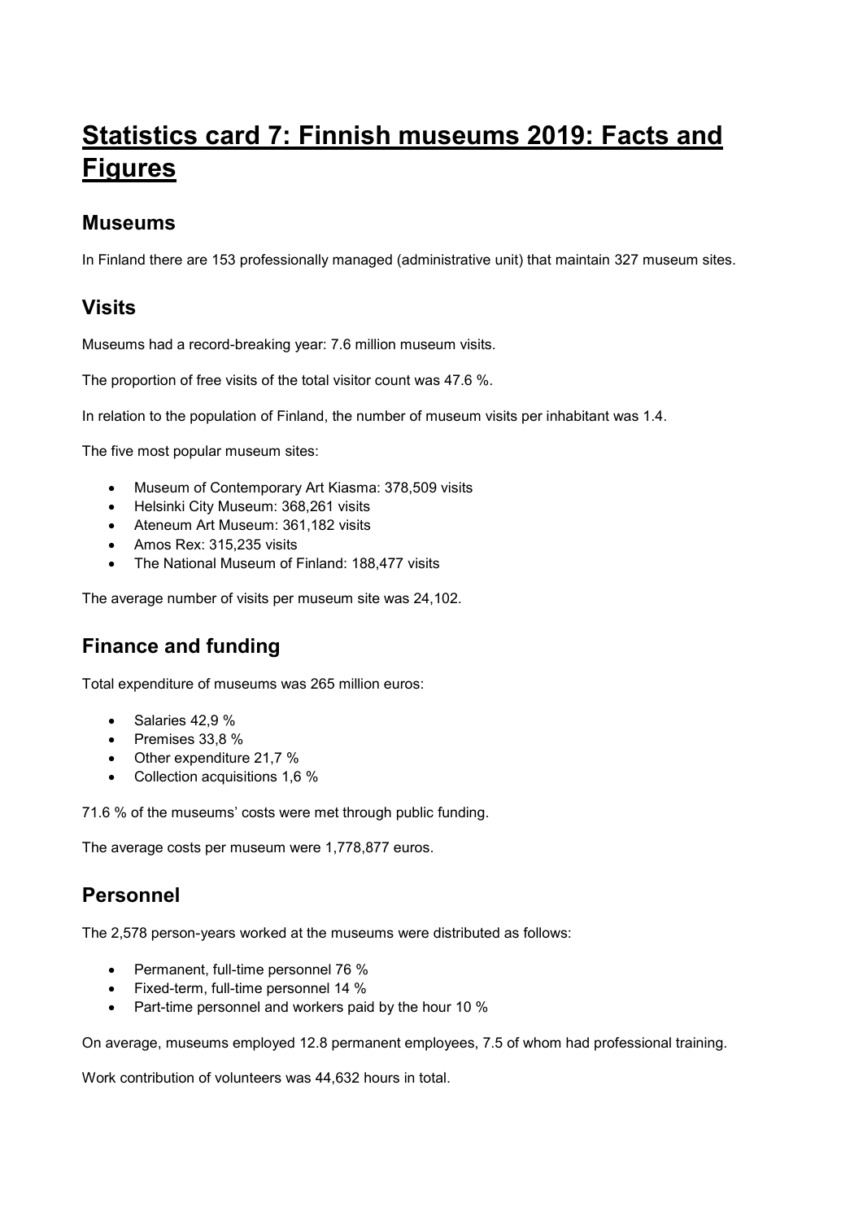# Statistics card 7: Finnish museums 2019: Facts and Figures

## Museums

In Finland there are 153 professionally managed (administrative unit) that maintain 327 museum sites.

## Visits

Museums had a record-breaking year: 7.6 million museum visits.

The proportion of free visits of the total visitor count was 47.6 %.

In relation to the population of Finland, the number of museum visits per inhabitant was 1.4.

The five most popular museum sites:

- Museum of Contemporary Art Kiasma: 378,509 visits
- Helsinki City Museum: 368,261 visits
- Ateneum Art Museum: 361,182 visits
- Amos Rex: 315,235 visits
- The National Museum of Finland: 188,477 visits

The average number of visits per museum site was 24,102.

## Finance and funding

Total expenditure of museums was 265 million euros:

- Salaries 42,9 %
- Premises 33,8 %
- Other expenditure 21,7 %
- Collection acquisitions 1,6 %

71.6 % of the museums' costs were met through public funding.

The average costs per museum were 1,778,877 euros.

## Personnel

The 2,578 person-years worked at the museums were distributed as follows:

- Permanent, full-time personnel 76 %
- Fixed-term, full-time personnel 14 %
- Part-time personnel and workers paid by the hour 10 %

On average, museums employed 12.8 permanent employees, 7.5 of whom had professional training.

Work contribution of volunteers was 44,632 hours in total.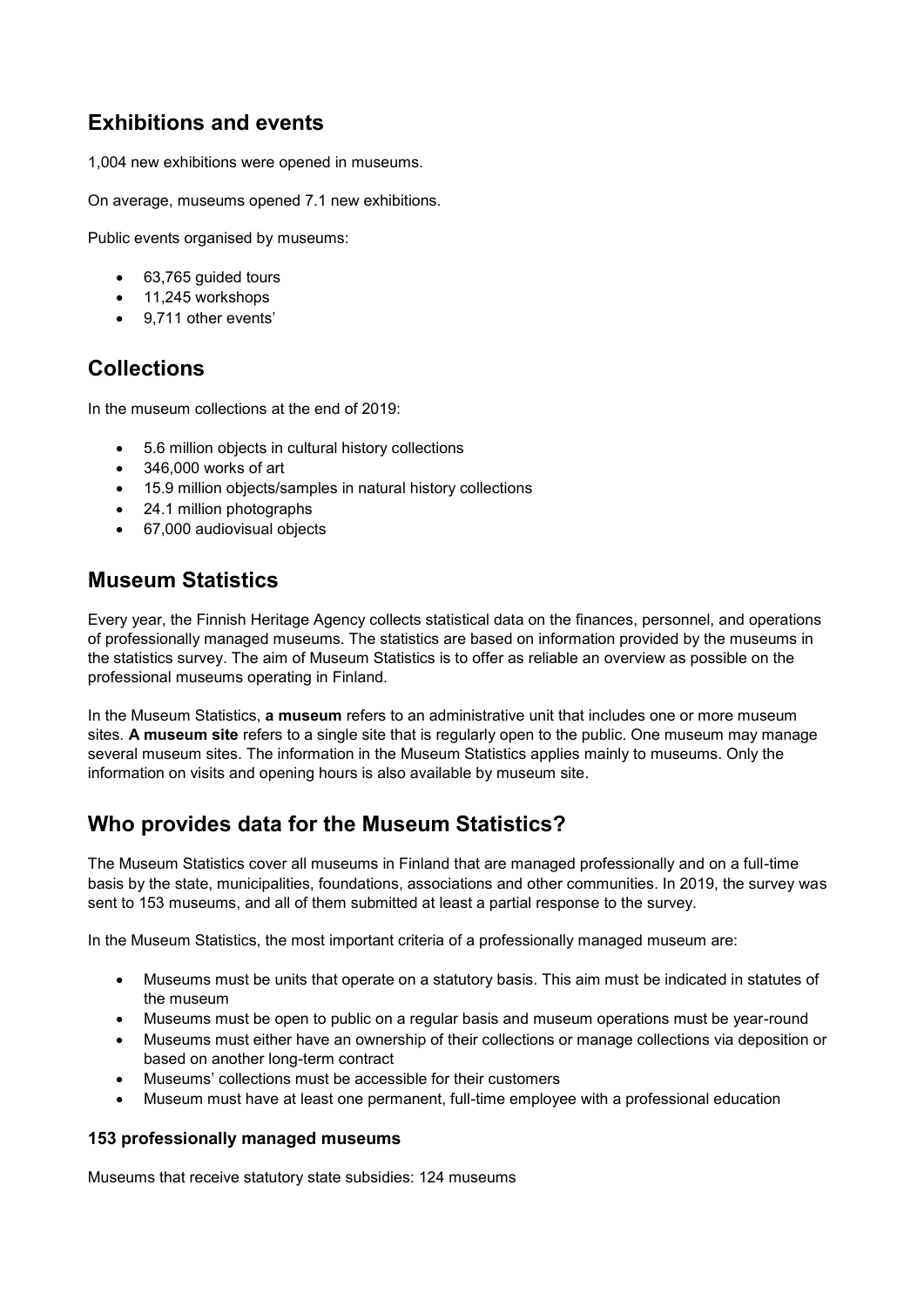## Exhibitions and events

1,004 new exhibitions were opened in museums.

On average, museums opened 7.1 new exhibitions.

Public events organised by museums:

- 63,765 guided tours
- 11,245 workshops
- 9,711 other events'

## Collections

In the museum collections at the end of 2019:

- 5.6 million objects in cultural history collections
- 346,000 works of art
- 15.9 million objects/samples in natural history collections
- 24.1 million photographs
- 67,000 audiovisual objects

## Museum Statistics

Every year, the Finnish Heritage Agency collects statistical data on the finances, personnel, and operations of professionally managed museums. The statistics are based on information provided by the museums in the statistics survey. The aim of Museum Statistics is to offer as reliable an overview as possible on the professional museums operating in Finland.

In the Museum Statistics, **a museum** refers to an administrative unit that includes one or more museum sites. **A museum site** refers to a single site that is regularly open to the public. One museum may manage several museum sites. The information in the Museum Statistics applies mainly to museums. Only the information on visits and opening hours is also available by museum site.

## Who provides data for the Museum Statistics?

The Museum Statistics cover all museums in Finland that are managed professionally and on a full-time basis by the state, municipalities, foundations, associations and other communities. In 2019, the survey was sent to 153 museums, and all of them submitted at least a partial response to the survey.

In the Museum Statistics, the most important criteria of a professionally managed museum are:

- Museums must be units that operate on a statutory basis. This aim must be indicated in statutes of the museum
- Museums must be open to public on a regular basis and museum operations must be year-round
- Museums must either have an ownership of their collections or manage collections via deposition or based on another long-term contract
- Museums' collections must be accessible for their customers
- Museum must have at least one permanent, full-time employee with a professional education

### 153 professionally managed museums

Museums that receive statutory state subsidies: 124 museums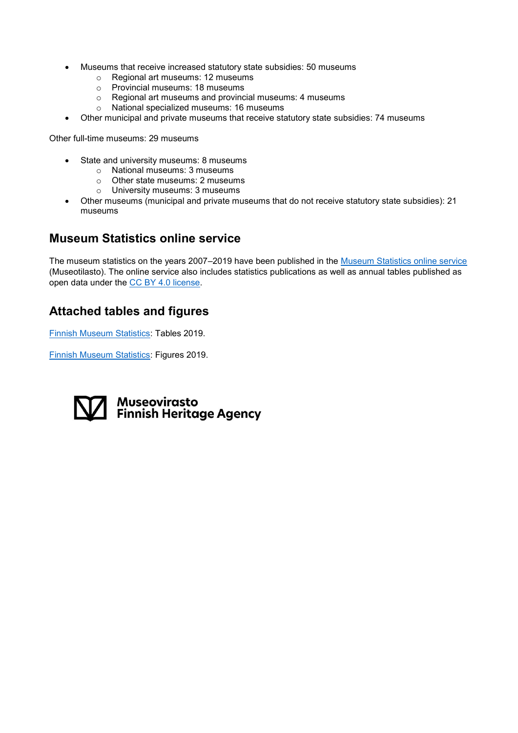- Museums that receive increased statutory state subsidies: 50 museums
  - Regional art museums: 12 museums
  - Provincial museums: 18 museums
  - Regional art museums and provincial museums: 4 museums
  - National specialized museums: 16 museums
- Other municipal and private museums that receive statutory state subsidies: 74 museums

Other full-time museums: 29 museums

- State and university museums: 8 museums
  - National museums: 3 museums
  - Other state museums: 2 museums
  - University museums: 3 museums
- Other museums (municipal and private museums that do not receive statutory state subsidies): 21 museums

## Museum Statistics online service

The museum statistics on the years 2007–2019 have been published in the Museum Statistics online service (Museotilasto). The online service also includes statistics publications as well as annual tables published as open data under the CC BY 4.0 license.

## Attached tables and figures

Finnish Museum Statistics: Tables 2019.

Finnish Museum Statistics: Figures 2019.

Museovirasto
Finnish Heritage Agency